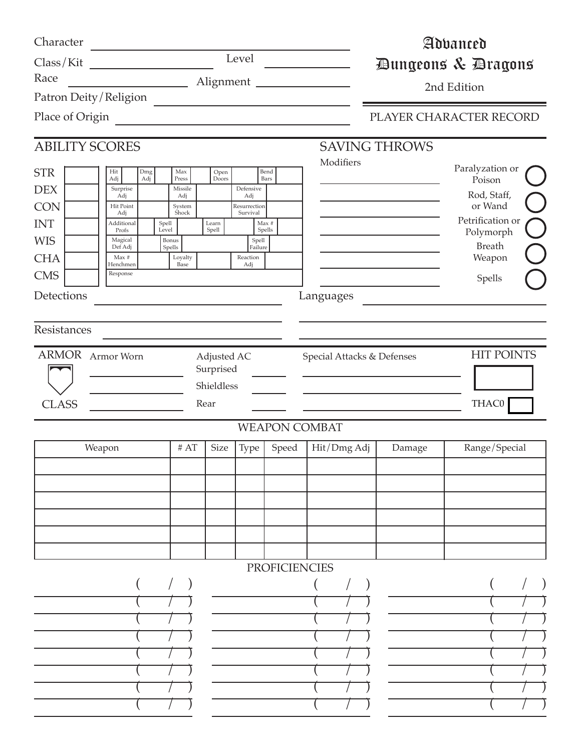Character

Class/Kit Level

Race Alignment

Patron Deity/Religion

Place of Origin

# Advanced Dungeons & Dragons

2nd Edition

PLAYER CHARACTER RECORD

## ABILITY SCORES

| Ability | Score | | | | | | | | | | |
|---|---|---|---|---|---|---|---|---|---|---|---|
| STR | | Hit Adj | | Dmg Adj | | Max Press | | Open Doors | | Bend Bars | |
| DEX | | Surprise Adj | | Missile Adj | | Defensive Adj | | | | | |
| CON | | Hit Point Adj | | System Shock | | Resurrection Survival | | | | | |
| INT | | Additional Profs | | Spell Level | | Learn Spell | | Max # Spells | | | |
| WIS | | Magical Def Adj | | Bonus Spells | | Spell Failure | | | | | |
| CHA | | Max # Henchmen | | Loyalty Base | | Reaction Adj | | | | | |
| CMS | | Response | | | | | | | | | |

Detections

Resistances

## SAVING THROWS

Modifiers

- Paralyzation or Poison
- Rod, Staff, or Wand
- Petrification or Polymorph
- Breath Weapon
- Spells

Languages

## ARMOR CLASS

Armor Worn

Adjusted AC

Surprised

Shieldless

Rear

Special Attacks & Defenses

## HIT POINTS

THAC0

## WEAPON COMBAT

| Weapon | # AT | Size | Type | Speed | Hit/Dmg Adj | Damage | Range/Special |
|---|---|---|---|---|---|---|---|
| | | | | | | | |
| | | | | | | | |
| | | | | | | | |
| | | | | | | | |
| | | | | | | | |
| | | | | | | | |

## PROFICIENCIES

| | | |
|---|---|---|
| ( / ) | ( / ) | ( / ) |
| ( / ) | ( / ) | ( / ) |
| ( / ) | ( / ) | ( / ) |
| ( / ) | ( / ) | ( / ) |
| ( / ) | ( / ) | ( / ) |
| ( / ) | ( / ) | ( / ) |
| ( / ) | ( / ) | ( / ) |
| ( / ) | ( / ) | ( / ) |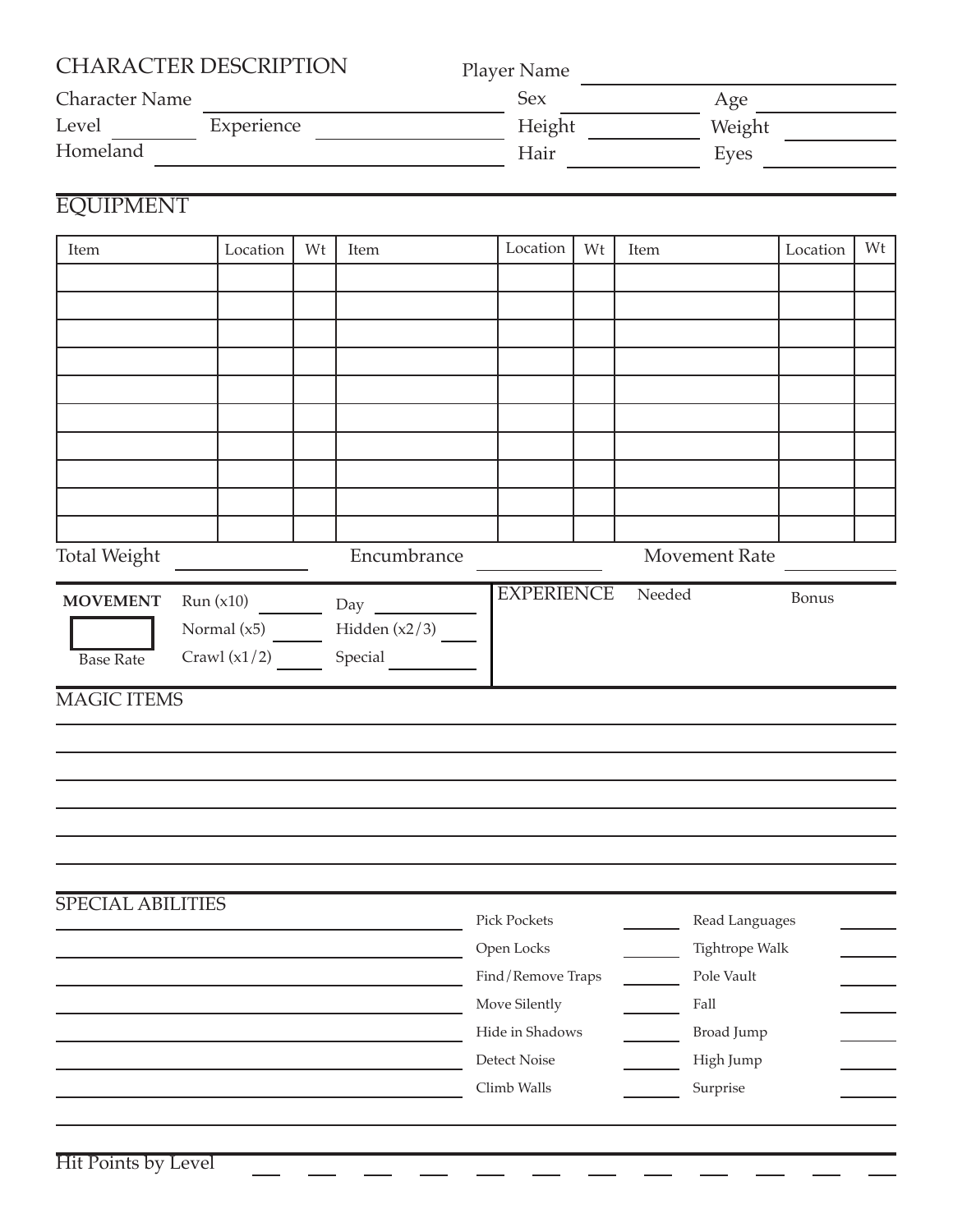## CHARACTER DESCRIPTION

Player Name ______________________

Character Name ______________________ Sex __________ Age __________

Level __________ Experience __________ Height __________ Weight __________

Homeland ______________________ Hair __________ Eyes __________

## EQUIPMENT

| Item | Location | Wt | Item | Location | Wt | Item | Location | Wt |
|---|---|---|---|---|---|---|---|---|
| | | | | | | | | |
| | | | | | | | | |
| | | | | | | | | |
| | | | | | | | | |
| | | | | | | | | |
| | | | | | | | | |
| | | | | | | | | |
| | | | | | | | | |
| | | | | | | | | |
| | | | | | | | | |

Total Weight __________ Encumbrance __________ Movement Rate __________

**MOVEMENT**

Base Rate

Run (x10) ______ Day __________

Normal (x5) ______ Hidden (x2/3) ______

Crawl (x1/2) ______ Special __________

## EXPERIENCE

Needed Bonus

## MAGIC ITEMS

______________________________________________

______________________________________________

______________________________________________

______________________________________________

______________________________________________

______________________________________________

## SPECIAL ABILITIES

| | | | |
|---|---|---|---|
| Pick Pockets | ______ | Read Languages | ______ |
| Open Locks | ______ | Tightrope Walk | ______ |
| Find/Remove Traps | ______ | Pole Vault | ______ |
| Move Silently | ______ | Fall | ______ |
| Hide in Shadows | ______ | Broad Jump | ______ |
| Detect Noise | ______ | High Jump | ______ |
| Climb Walls | ______ | Surprise | ______ |

Hit Points by Level ___ ___ ___ ___ ___ ___ ___ ___ ___ ___ ___ ___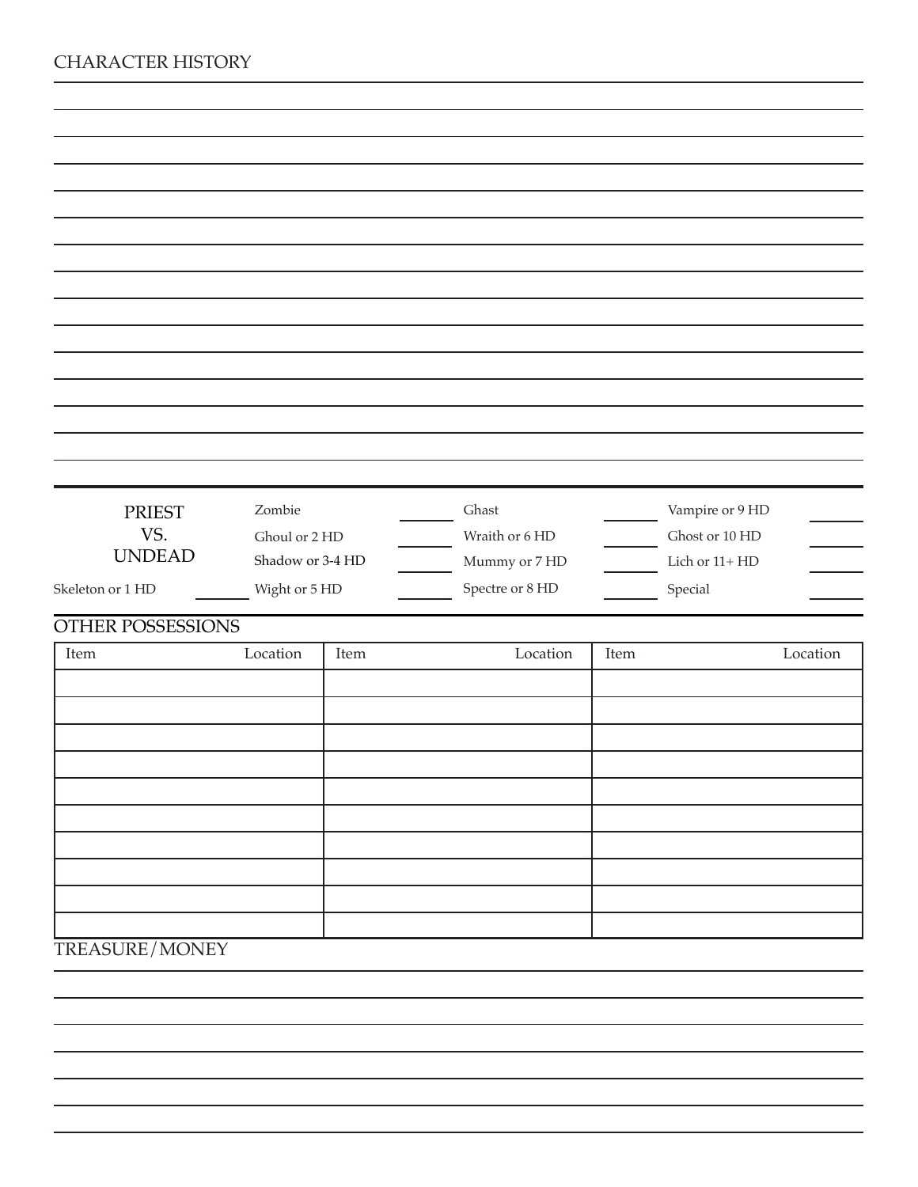## CHARACTER HISTORY

## PRIEST VS. UNDEAD

| | | | | | | | |
|---|---|---|---|---|---|---|---|
| Skeleton or 1 HD | | Zombie | | Ghast | | Vampire or 9 HD | |
| | | Ghoul or 2 HD | | Wraith or 6 HD | | Ghost or 10 HD | |
| | | Shadow or 3-4 HD | | Mummy or 7 HD | | Lich or 11+ HD | |
| | | Wight or 5 HD | | Spectre or 8 HD | | Special | |

## OTHER POSSESSIONS

| Item | Location | Item | Location | Item | Location |
|---|---|---|---|---|---|
| | | | | | |
| | | | | | |
| | | | | | |
| | | | | | |
| | | | | | |
| | | | | | |
| | | | | | |
| | | | | | |
| | | | | | |
| | | | | | |

## TREASURE/MONEY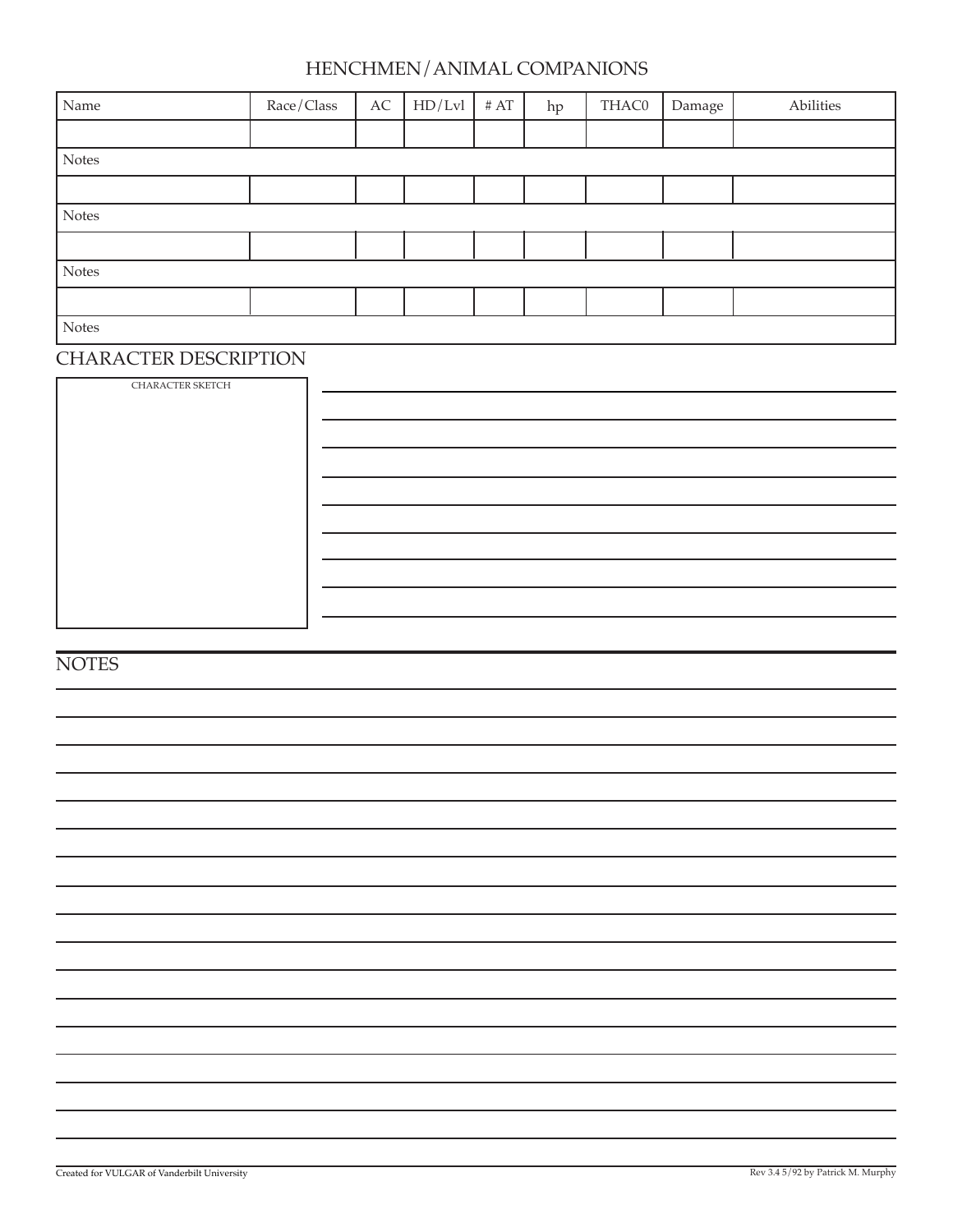# HENCHMEN / ANIMAL COMPANIONS

| Name | Race/Class | AC | HD/Lvl | # AT | hp | THAC0 | Damage | Abilities |
|---|---|---|---|---|---|---|---|---|
| | | | | | | | | |
| Notes | | | | | | | | |
| | | | | | | | | |
| Notes | | | | | | | | |
| | | | | | | | | |
| Notes | | | | | | | | |
| | | | | | | | | |
| Notes | | | | | | | | |

## CHARACTER DESCRIPTION

CHARACTER SKETCH

## NOTES

Created for VULGAR of Vanderbilt University

Rev 3.4 5/92 by Patrick M. Murphy